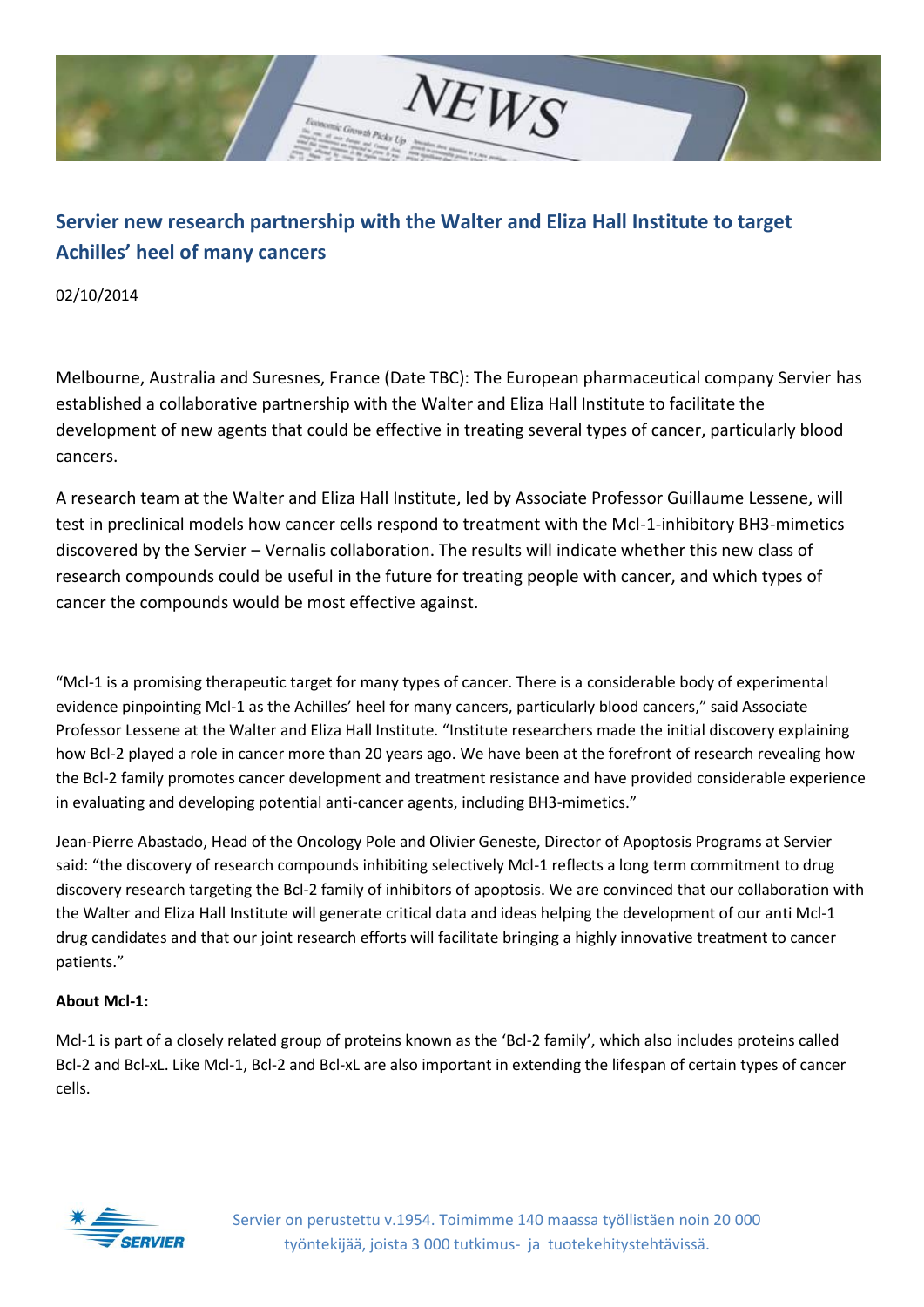## Servier new research partnership with the Walter and Eliza Hall Institute to target Achilles' heel of many cancers

02/10/2014

Melbourne, Australia and Suresnes, France (Date TBC): The European pharmaceutical company Servier has established a collaborative partnership with the Walter and Eliza Hall Institute to facilitate the development of new agents that could be effective in treating several types of cancer, particularly blood cancers.

A research team at the Walter and Eliza Hall Institute, led by Associate Professor Guillaume Lessene, will test in preclinical models how cancer cells respond to treatment with the Mcl-1-inhibitory BH3-mimetics discovered by the Servier – Vernalis collaboration. The results will indicate whether this new class of research compounds could be useful in the future for treating people with cancer, and which types of cancer the compounds would be most effective against.

"Mcl-1 is a promising therapeutic target for many types of cancer. There is a considerable body of experimental evidence pinpointing Mcl-1 as the Achilles' heel for many cancers, particularly blood cancers," said Associate Professor Lessene at the Walter and Eliza Hall Institute. "Institute researchers made the initial discovery explaining how Bcl-2 played a role in cancer more than 20 years ago. We have been at the forefront of research revealing how the Bcl-2 family promotes cancer development and treatment resistance and have provided considerable experience in evaluating and developing potential anti-cancer agents, including BH3-mimetics."

Jean-Pierre Abastado, Head of the Oncology Pole and Olivier Geneste, Director of Apoptosis Programs at Servier said: "the discovery of research compounds inhibiting selectively Mcl-1 reflects a long term commitment to drug discovery research targeting the Bcl-2 family of inhibitors of apoptosis. We are convinced that our collaboration with the Walter and Eliza Hall Institute will generate critical data and ideas helping the development of our anti Mcl-1 drug candidates and that our joint research efforts will facilitate bringing a highly innovative treatment to cancer patients."

**About Mcl-1:**

Mcl-1 is part of a closely related group of proteins known as the 'Bcl-2 family', which also includes proteins called Bcl-2 and Bcl-xL. Like Mcl-1, Bcl-2 and Bcl-xL are also important in extending the lifespan of certain types of cancer cells.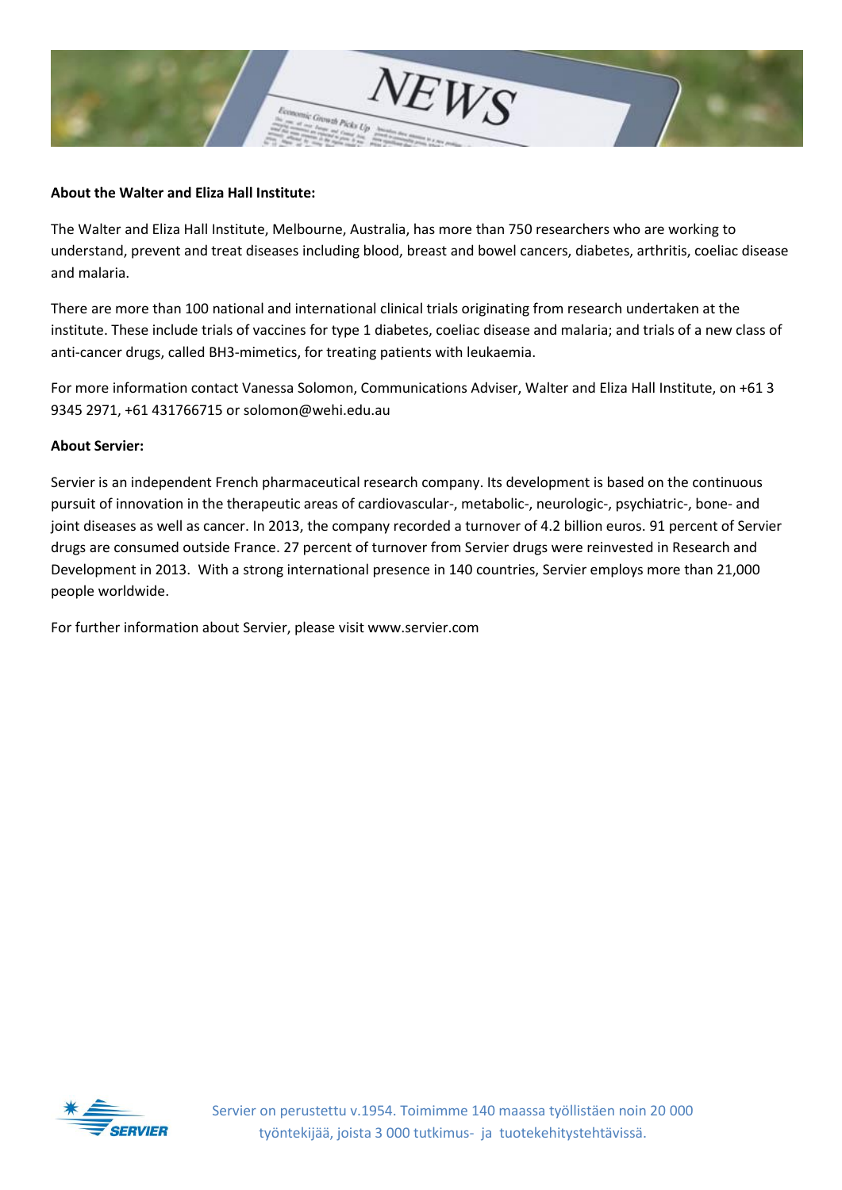**About the Walter and Eliza Hall Institute:**

The Walter and Eliza Hall Institute, Melbourne, Australia, has more than 750 researchers who are working to understand, prevent and treat diseases including blood, breast and bowel cancers, diabetes, arthritis, coeliac disease and malaria.

There are more than 100 national and international clinical trials originating from research undertaken at the institute. These include trials of vaccines for type 1 diabetes, coeliac disease and malaria; and trials of a new class of anti-cancer drugs, called BH3-mimetics, for treating patients with leukaemia.

For more information contact Vanessa Solomon, Communications Adviser, Walter and Eliza Hall Institute, on +61 3 9345 2971, +61 431766715 or solomon@wehi.edu.au

**About Servier:**

Servier is an independent French pharmaceutical research company. Its development is based on the continuous pursuit of innovation in the therapeutic areas of cardiovascular-, metabolic-, neurologic-, psychiatric-, bone- and joint diseases as well as cancer. In 2013, the company recorded a turnover of 4.2 billion euros. 91 percent of Servier drugs are consumed outside France. 27 percent of turnover from Servier drugs were reinvested in Research and Development in 2013. With a strong international presence in 140 countries, Servier employs more than 21,000 people worldwide.

For further information about Servier, please visit www.servier.com